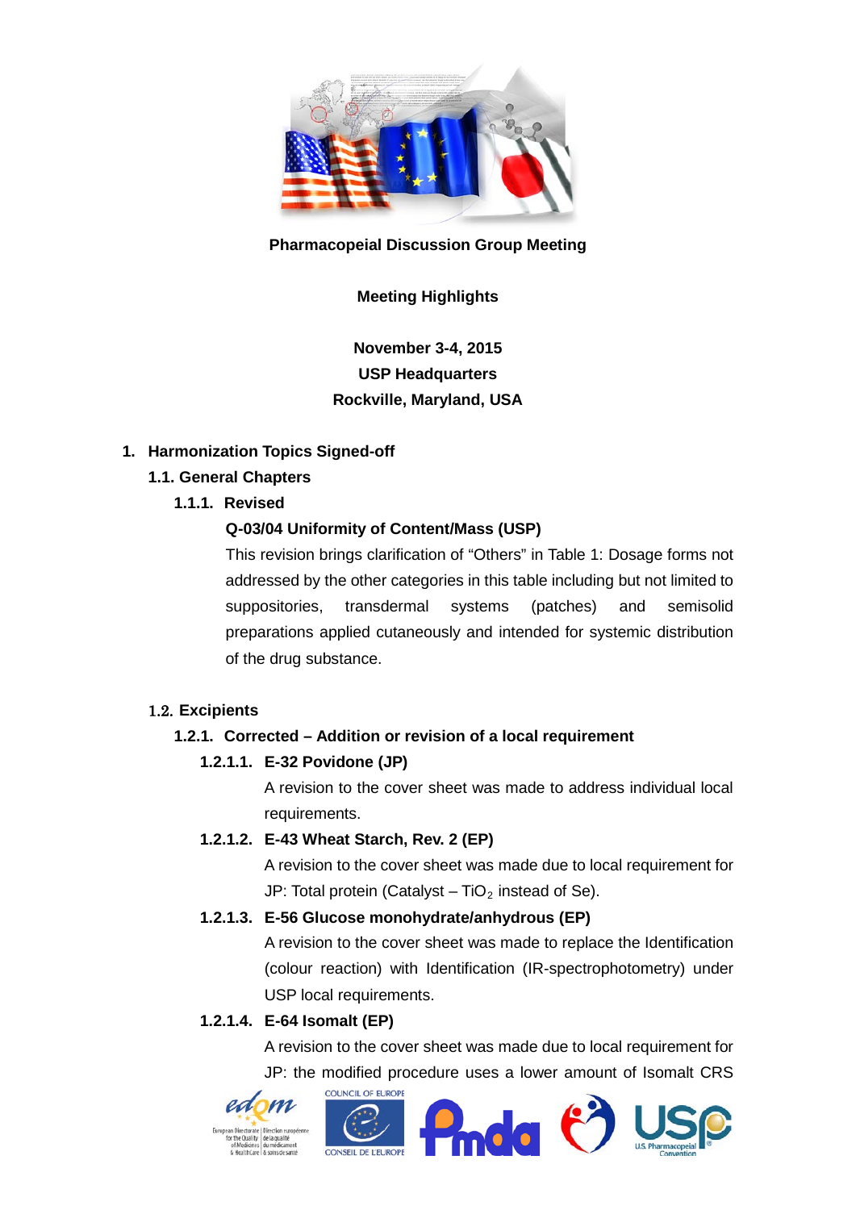**Pharmacopeial Discussion Group Meeting**

**Meeting Highlights**

**November 3-4, 2015**
**USP Headquarters**
**Rockville, Maryland, USA**

# 1. Harmonization Topics Signed-off

## 1.1. General Chapters

### 1.1.1. Revised

**Q-03/04 Uniformity of Content/Mass (USP)**

This revision brings clarification of "Others" in Table 1: Dosage forms not addressed by the other categories in this table including but not limited to suppositories, transdermal systems (patches) and semisolid preparations applied cutaneously and intended for systemic distribution of the drug substance.

## 1.2. Excipients

### 1.2.1. Corrected – Addition or revision of a local requirement

#### 1.2.1.1. E-32 Povidone (JP)

A revision to the cover sheet was made to address individual local requirements.

#### 1.2.1.2. E-43 Wheat Starch, Rev. 2 (EP)

A revision to the cover sheet was made due to local requirement for JP: Total protein (Catalyst – $TiO_2$ instead of Se).

#### 1.2.1.3. E-56 Glucose monohydrate/anhydrous (EP)

A revision to the cover sheet was made to replace the Identification (colour reaction) with Identification (IR-spectrophotometry) under USP local requirements.

#### 1.2.1.4. E-64 Isomalt (EP)

A revision to the cover sheet was made due to local requirement for JP: the modified procedure uses a lower amount of Isomalt CRS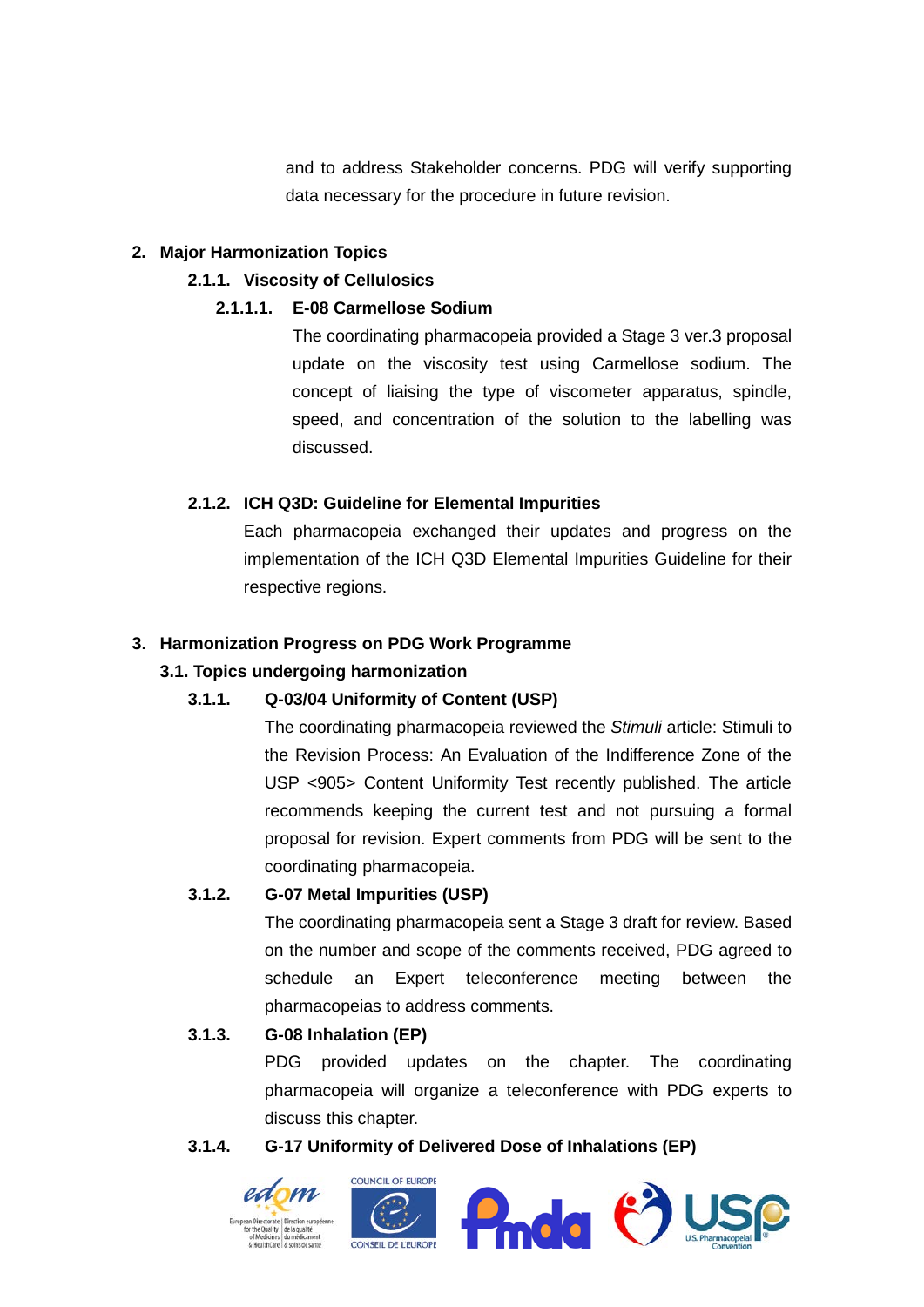and to address Stakeholder concerns. PDG will verify supporting data necessary for the procedure in future revision.

## 2. Major Harmonization Topics

### 2.1.1. Viscosity of Cellulosics

#### 2.1.1.1. E-08 Carmellose Sodium

The coordinating pharmacopeia provided a Stage 3 ver.3 proposal update on the viscosity test using Carmellose sodium. The concept of liaising the type of viscometer apparatus, spindle, speed, and concentration of the solution to the labelling was discussed.

### 2.1.2. ICH Q3D: Guideline for Elemental Impurities

Each pharmacopeia exchanged their updates and progress on the implementation of the ICH Q3D Elemental Impurities Guideline for their respective regions.

## 3. Harmonization Progress on PDG Work Programme

### 3.1. Topics undergoing harmonization

#### 3.1.1. Q-03/04 Uniformity of Content (USP)

The coordinating pharmacopeia reviewed the *Stimuli* article: Stimuli to the Revision Process: An Evaluation of the Indifference Zone of the USP <905> Content Uniformity Test recently published. The article recommends keeping the current test and not pursuing a formal proposal for revision. Expert comments from PDG will be sent to the coordinating pharmacopeia.

#### 3.1.2. G-07 Metal Impurities (USP)

The coordinating pharmacopeia sent a Stage 3 draft for review. Based on the number and scope of the comments received, PDG agreed to schedule an Expert teleconference meeting between the pharmacopeias to address comments.

#### 3.1.3. G-08 Inhalation (EP)

PDG provided updates on the chapter. The coordinating pharmacopeia will organize a teleconference with PDG experts to discuss this chapter.

#### 3.1.4. G-17 Uniformity of Delivered Dose of Inhalations (EP)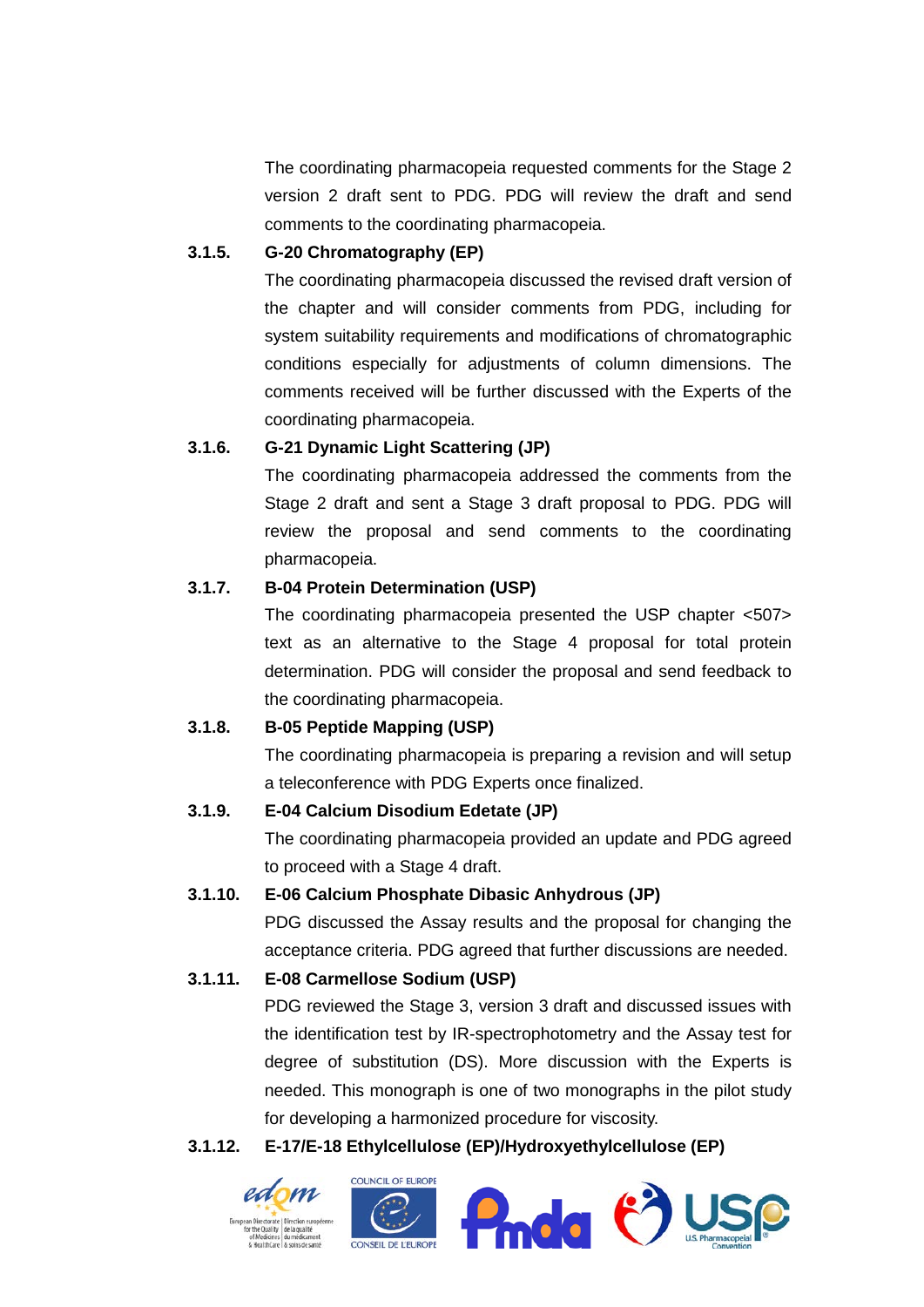The coordinating pharmacopeia requested comments for the Stage 2 version 2 draft sent to PDG. PDG will review the draft and send comments to the coordinating pharmacopeia.

**3.1.5. G-20 Chromatography (EP)**

The coordinating pharmacopeia discussed the revised draft version of the chapter and will consider comments from PDG, including for system suitability requirements and modifications of chromatographic conditions especially for adjustments of column dimensions. The comments received will be further discussed with the Experts of the coordinating pharmacopeia.

**3.1.6. G-21 Dynamic Light Scattering (JP)**

The coordinating pharmacopeia addressed the comments from the Stage 2 draft and sent a Stage 3 draft proposal to PDG. PDG will review the proposal and send comments to the coordinating pharmacopeia.

**3.1.7. B-04 Protein Determination (USP)**

The coordinating pharmacopeia presented the USP chapter <507> text as an alternative to the Stage 4 proposal for total protein determination. PDG will consider the proposal and send feedback to the coordinating pharmacopeia.

**3.1.8. B-05 Peptide Mapping (USP)**

The coordinating pharmacopeia is preparing a revision and will setup a teleconference with PDG Experts once finalized.

**3.1.9. E-04 Calcium Disodium Edetate (JP)**

The coordinating pharmacopeia provided an update and PDG agreed to proceed with a Stage 4 draft.

**3.1.10. E-06 Calcium Phosphate Dibasic Anhydrous (JP)**

PDG discussed the Assay results and the proposal for changing the acceptance criteria. PDG agreed that further discussions are needed.

**3.1.11. E-08 Carmellose Sodium (USP)**

PDG reviewed the Stage 3, version 3 draft and discussed issues with the identification test by IR-spectrophotometry and the Assay test for degree of substitution (DS). More discussion with the Experts is needed. This monograph is one of two monographs in the pilot study for developing a harmonized procedure for viscosity.

**3.1.12. E-17/E-18 Ethylcellulose (EP)/Hydroxyethylcellulose (EP)**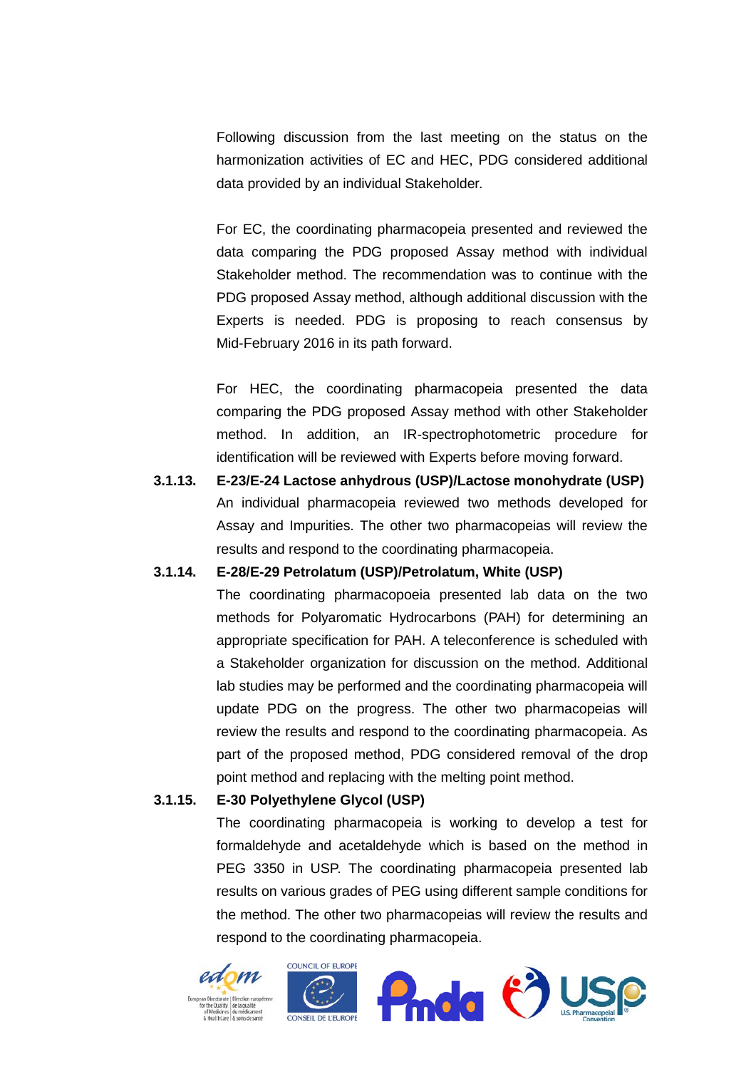Following discussion from the last meeting on the status on the harmonization activities of EC and HEC, PDG considered additional data provided by an individual Stakeholder.

For EC, the coordinating pharmacopeia presented and reviewed the data comparing the PDG proposed Assay method with individual Stakeholder method. The recommendation was to continue with the PDG proposed Assay method, although additional discussion with the Experts is needed. PDG is proposing to reach consensus by Mid-February 2016 in its path forward.

For HEC, the coordinating pharmacopeia presented the data comparing the PDG proposed Assay method with other Stakeholder method. In addition, an IR-spectrophotometric procedure for identification will be reviewed with Experts before moving forward.

**3.1.13. E-23/E-24 Lactose anhydrous (USP)/Lactose monohydrate (USP)**

An individual pharmacopeia reviewed two methods developed for Assay and Impurities. The other two pharmacopeias will review the results and respond to the coordinating pharmacopeia.

**3.1.14. E-28/E-29 Petrolatum (USP)/Petrolatum, White (USP)**

The coordinating pharmacopoeia presented lab data on the two methods for Polyaromatic Hydrocarbons (PAH) for determining an appropriate specification for PAH. A teleconference is scheduled with a Stakeholder organization for discussion on the method. Additional lab studies may be performed and the coordinating pharmacopeia will update PDG on the progress. The other two pharmacopeias will review the results and respond to the coordinating pharmacopeia. As part of the proposed method, PDG considered removal of the drop point method and replacing with the melting point method.

**3.1.15. E-30 Polyethylene Glycol (USP)**

The coordinating pharmacopeia is working to develop a test for formaldehyde and acetaldehyde which is based on the method in PEG 3350 in USP. The coordinating pharmacopeia presented lab results on various grades of PEG using different sample conditions for the method. The other two pharmacopeias will review the results and respond to the coordinating pharmacopeia.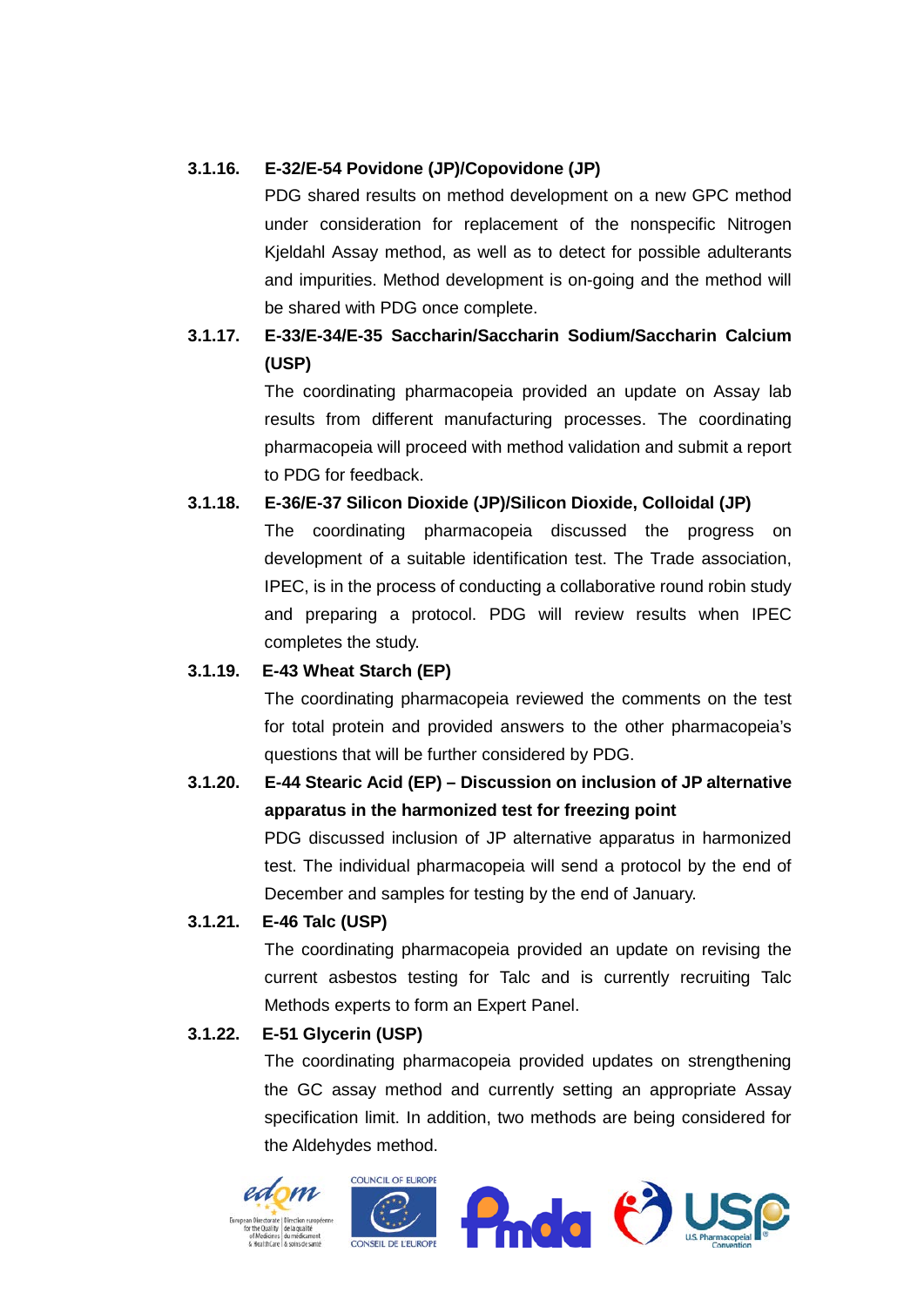### 3.1.16. E-32/E-54 Povidone (JP)/Copovidone (JP)

PDG shared results on method development on a new GPC method under consideration for replacement of the nonspecific Nitrogen Kjeldahl Assay method, as well as to detect for possible adulterants and impurities. Method development is on-going and the method will be shared with PDG once complete.

### 3.1.17. E-33/E-34/E-35 Saccharin/Saccharin Sodium/Saccharin Calcium (USP)

The coordinating pharmacopeia provided an update on Assay lab results from different manufacturing processes. The coordinating pharmacopeia will proceed with method validation and submit a report to PDG for feedback.

### 3.1.18. E-36/E-37 Silicon Dioxide (JP)/Silicon Dioxide, Colloidal (JP)

The coordinating pharmacopeia discussed the progress on development of a suitable identification test. The Trade association, IPEC, is in the process of conducting a collaborative round robin study and preparing a protocol. PDG will review results when IPEC completes the study.

### 3.1.19. E-43 Wheat Starch (EP)

The coordinating pharmacopeia reviewed the comments on the test for total protein and provided answers to the other pharmacopeia's questions that will be further considered by PDG.

### 3.1.20. E-44 Stearic Acid (EP) – Discussion on inclusion of JP alternative apparatus in the harmonized test for freezing point

PDG discussed inclusion of JP alternative apparatus in harmonized test. The individual pharmacopeia will send a protocol by the end of December and samples for testing by the end of January.

### 3.1.21. E-46 Talc (USP)

The coordinating pharmacopeia provided an update on revising the current asbestos testing for Talc and is currently recruiting Talc Methods experts to form an Expert Panel.

### 3.1.22. E-51 Glycerin (USP)

The coordinating pharmacopeia provided updates on strengthening the GC assay method and currently setting an appropriate Assay specification limit. In addition, two methods are being considered for the Aldehydes method.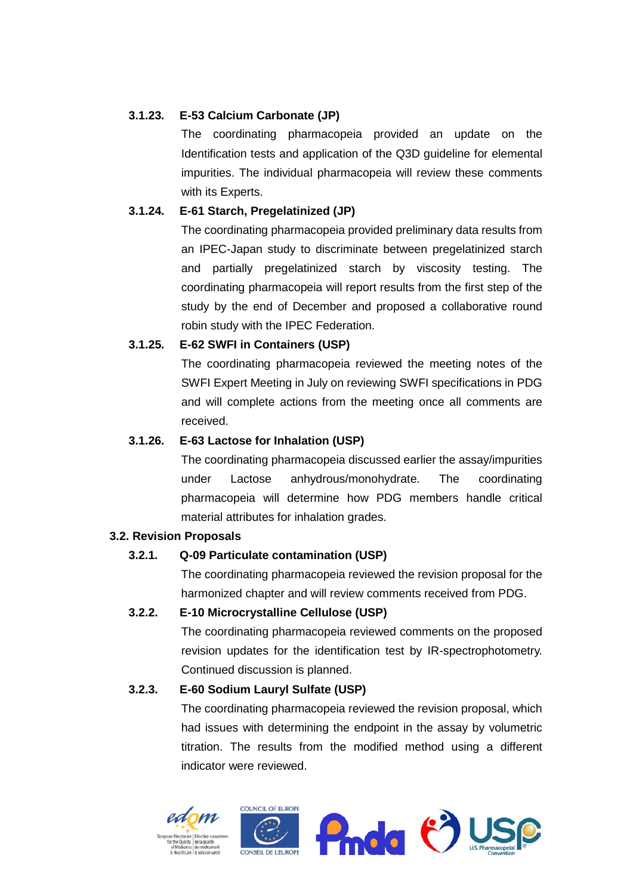#### 3.1.23. E-53 Calcium Carbonate (JP)

The coordinating pharmacopeia provided an update on the Identification tests and application of the Q3D guideline for elemental impurities. The individual pharmacopeia will review these comments with its Experts.

#### 3.1.24. E-61 Starch, Pregelatinized (JP)

The coordinating pharmacopeia provided preliminary data results from an IPEC-Japan study to discriminate between pregelatinized starch and partially pregelatinized starch by viscosity testing. The coordinating pharmacopeia will report results from the first step of the study by the end of December and proposed a collaborative round robin study with the IPEC Federation.

#### 3.1.25. E-62 SWFI in Containers (USP)

The coordinating pharmacopeia reviewed the meeting notes of the SWFI Expert Meeting in July on reviewing SWFI specifications in PDG and will complete actions from the meeting once all comments are received.

#### 3.1.26. E-63 Lactose for Inhalation (USP)

The coordinating pharmacopeia discussed earlier the assay/impurities under Lactose anhydrous/monohydrate. The coordinating pharmacopeia will determine how PDG members handle critical material attributes for inhalation grades.

### 3.2. Revision Proposals

#### 3.2.1. Q-09 Particulate contamination (USP)

The coordinating pharmacopeia reviewed the revision proposal for the harmonized chapter and will review comments received from PDG.

#### 3.2.2. E-10 Microcrystalline Cellulose (USP)

The coordinating pharmacopeia reviewed comments on the proposed revision updates for the identification test by IR-spectrophotometry. Continued discussion is planned.

#### 3.2.3. E-60 Sodium Lauryl Sulfate (USP)

The coordinating pharmacopeia reviewed the revision proposal, which had issues with determining the endpoint in the assay by volumetric titration. The results from the modified method using a different indicator were reviewed.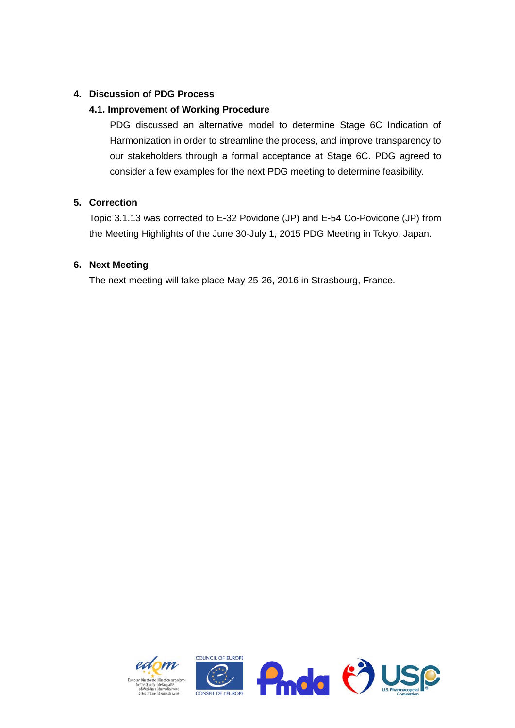## 4. Discussion of PDG Process

### 4.1. Improvement of Working Procedure

PDG discussed an alternative model to determine Stage 6C Indication of Harmonization in order to streamline the process, and improve transparency to our stakeholders through a formal acceptance at Stage 6C. PDG agreed to consider a few examples for the next PDG meeting to determine feasibility.

## 5. Correction

Topic 3.1.13 was corrected to E-32 Povidone (JP) and E-54 Co-Povidone (JP) from the Meeting Highlights of the June 30-July 1, 2015 PDG Meeting in Tokyo, Japan.

## 6. Next Meeting

The next meeting will take place May 25-26, 2016 in Strasbourg, France.